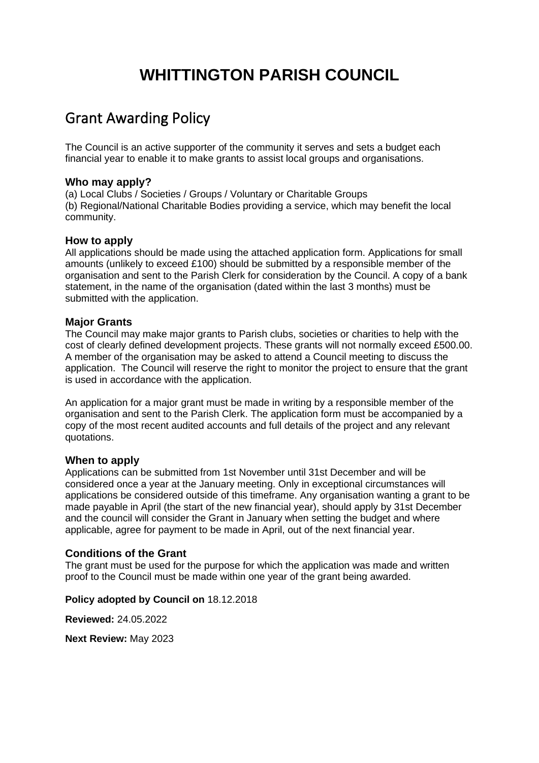# WHITTINGTON PARISH COUNCIL

## Grant Awarding Policy

The Council is an active supporter of the community it serves and sets a budget each financial year to enable it to make grants to assist local groups and organisations.

### Who may apply?

(a) Local Clubs / Societies / Groups / Voluntary or Charitable Groups
(b) Regional/National Charitable Bodies providing a service, which may benefit the local community.

### How to apply

All applications should be made using the attached application form. Applications for small amounts (unlikely to exceed £100) should be submitted by a responsible member of the organisation and sent to the Parish Clerk for consideration by the Council. A copy of a bank statement, in the name of the organisation (dated within the last 3 months) must be submitted with the application.

### Major Grants

The Council may make major grants to Parish clubs, societies or charities to help with the cost of clearly defined development projects. These grants will not normally exceed £500.00. A member of the organisation may be asked to attend a Council meeting to discuss the application. The Council will reserve the right to monitor the project to ensure that the grant is used in accordance with the application.

An application for a major grant must be made in writing by a responsible member of the organisation and sent to the Parish Clerk. The application form must be accompanied by a copy of the most recent audited accounts and full details of the project and any relevant quotations.

### When to apply

Applications can be submitted from 1st November until 31st December and will be considered once a year at the January meeting. Only in exceptional circumstances will applications be considered outside of this timeframe. Any organisation wanting a grant to be made payable in April (the start of the new financial year), should apply by 31st December and the council will consider the Grant in January when setting the budget and where applicable, agree for payment to be made in April, out of the next financial year.

### Conditions of the Grant

The grant must be used for the purpose for which the application was made and written proof to the Council must be made within one year of the grant being awarded.

**Policy adopted by Council on** 18.12.2018

**Reviewed:** 24.05.2022

**Next Review:** May 2023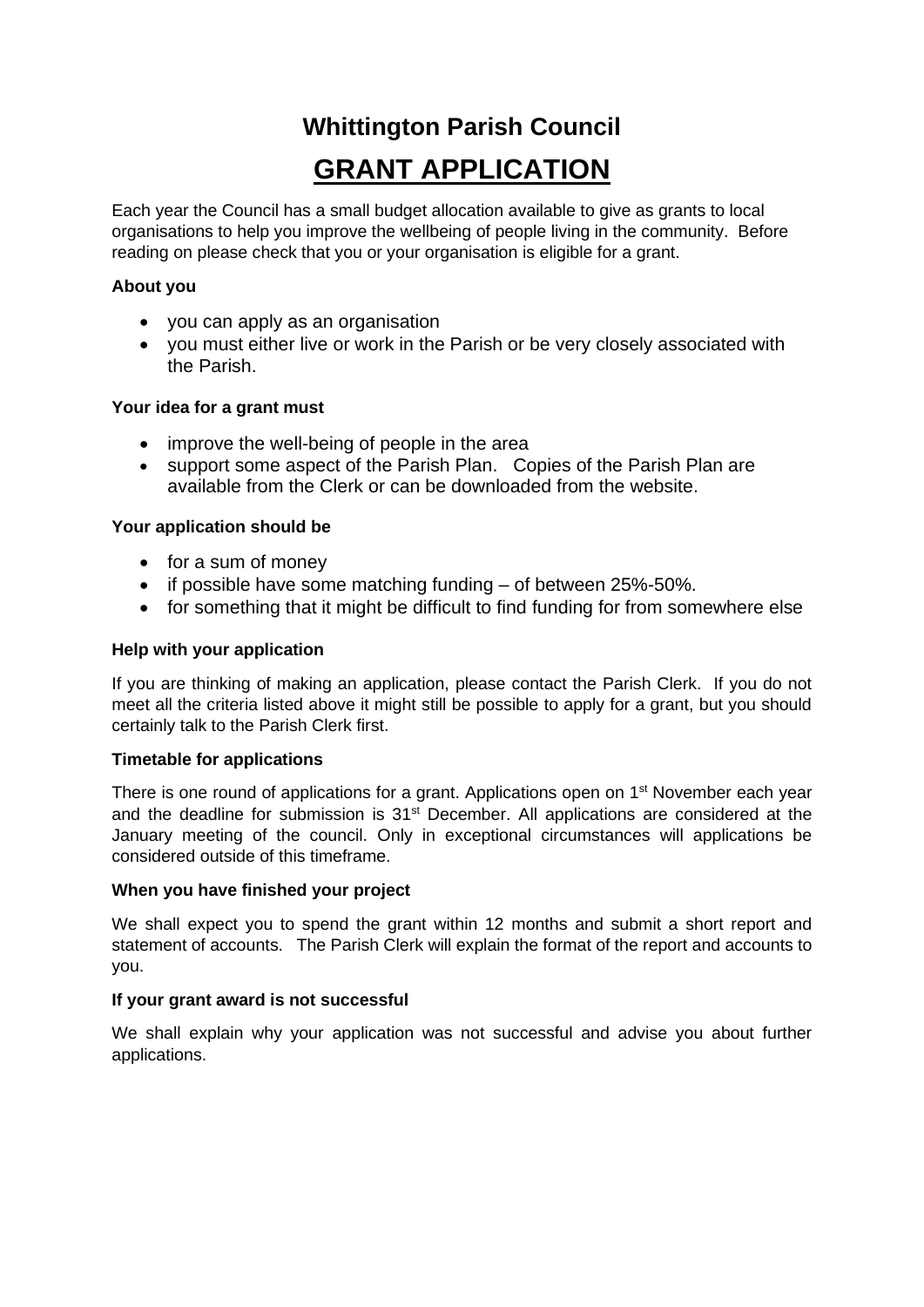# Whittington Parish Council

## GRANT APPLICATION

Each year the Council has a small budget allocation available to give as grants to local organisations to help you improve the wellbeing of people living in the community. Before reading on please check that you or your organisation is eligible for a grant.

**About you**

- you can apply as an organisation
- you must either live or work in the Parish or be very closely associated with the Parish.

**Your idea for a grant must**

- improve the well-being of people in the area
- support some aspect of the Parish Plan. Copies of the Parish Plan are available from the Clerk or can be downloaded from the website.

**Your application should be**

- for a sum of money
- if possible have some matching funding – of between 25%-50%.
- for something that it might be difficult to find funding for from somewhere else

**Help with your application**

If you are thinking of making an application, please contact the Parish Clerk. If you do not meet all the criteria listed above it might still be possible to apply for a grant, but you should certainly talk to the Parish Clerk first.

**Timetable for applications**

There is one round of applications for a grant. Applications open on 1st November each year and the deadline for submission is 31st December. All applications are considered at the January meeting of the council. Only in exceptional circumstances will applications be considered outside of this timeframe.

**When you have finished your project**

We shall expect you to spend the grant within 12 months and submit a short report and statement of accounts. The Parish Clerk will explain the format of the report and accounts to you.

**If your grant award is not successful**

We shall explain why your application was not successful and advise you about further applications.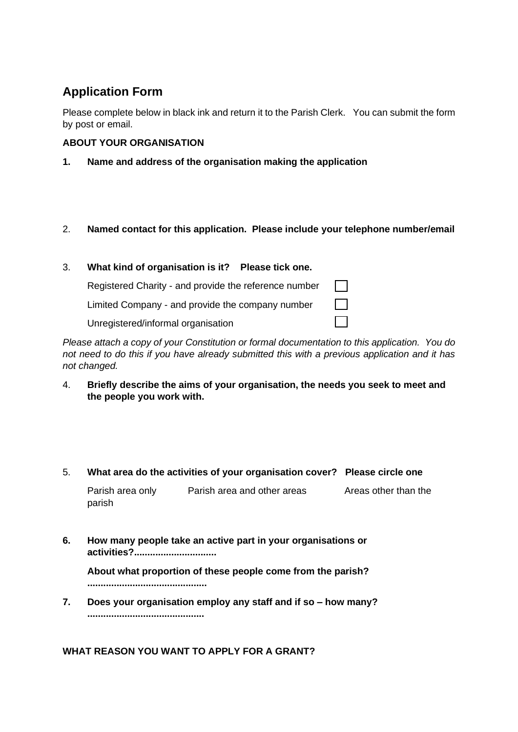## Application Form

Please complete below in black ink and return it to the Parish Clerk. You can submit the form by post or email.

**ABOUT YOUR ORGANISATION**

**1. Name and address of the organisation making the application**

2. **Named contact for this application. Please include your telephone number/email**

3. **What kind of organisation is it? Please tick one.**

   Registered Charity - and provide the reference number ☐

   Limited Company - and provide the company number ☐

   Unregistered/informal organisation ☐

*Please attach a copy of your Constitution or formal documentation to this application. You do not need to do this if you have already submitted this with a previous application and it has not changed.*

4. **Briefly describe the aims of your organisation, the needs you seek to meet and the people you work with.**

5. **What area do the activities of your organisation cover? Please circle one**

   Parish area only    Parish area and other areas    Areas other than the parish

**6. How many people take an active part in your organisations or activities?..............................**

   **About what proportion of these people come from the parish? ............................................**

**7. Does your organisation employ any staff and if so – how many? ...........................................**

**WHAT REASON YOU WANT TO APPLY FOR A GRANT?**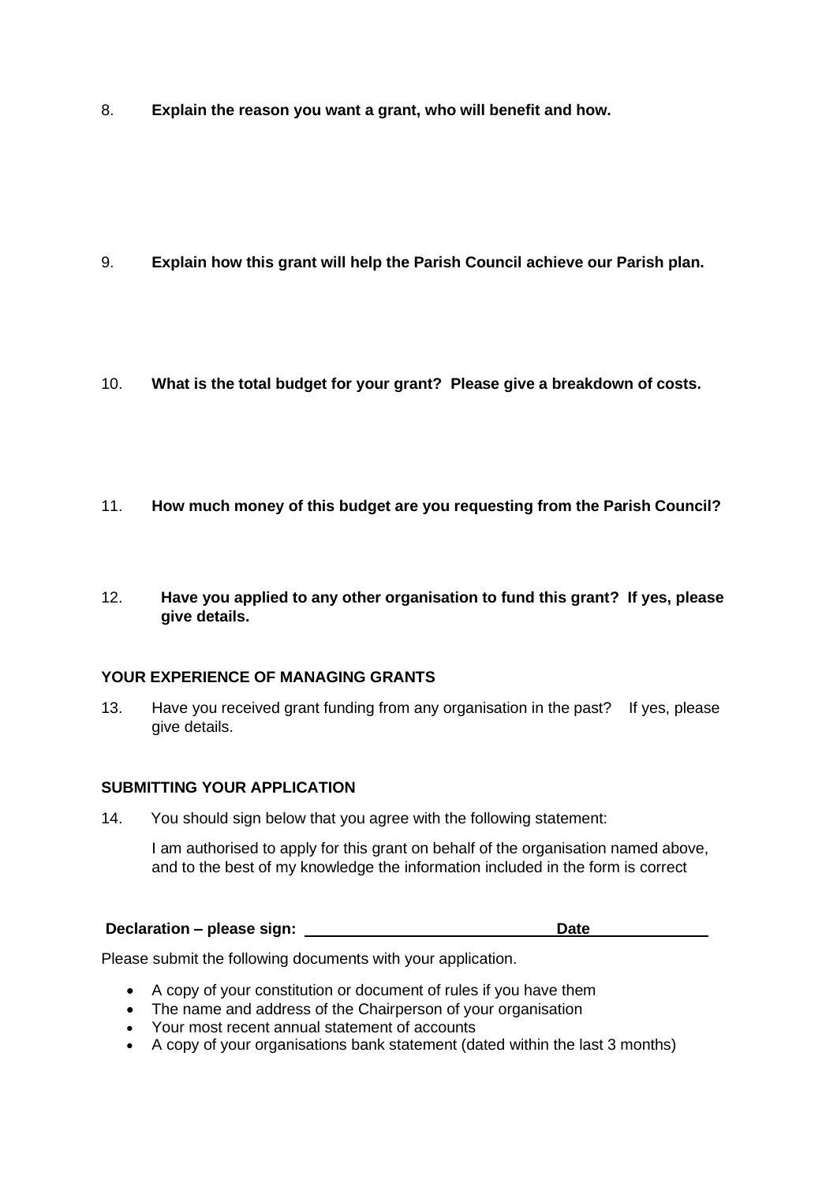8. **Explain the reason you want a grant, who will benefit and how.**

9. **Explain how this grant will help the Parish Council achieve our Parish plan.**

10. **What is the total budget for your grant? Please give a breakdown of costs.**

11. **How much money of this budget are you requesting from the Parish Council?**

12. **Have you applied to any other organisation to fund this grant? If yes, please give details.**

**YOUR EXPERIENCE OF MANAGING GRANTS**

13. Have you received grant funding from any organisation in the past? If yes, please give details.

**SUBMITTING YOUR APPLICATION**

14. You should sign below that you agree with the following statement:

I am authorised to apply for this grant on behalf of the organisation named above, and to the best of my knowledge the information included in the form is correct

**Declaration – please sign:** ______________________________ **Date** ______________

Please submit the following documents with your application.

- A copy of your constitution or document of rules if you have them
- The name and address of the Chairperson of your organisation
- Your most recent annual statement of accounts
- A copy of your organisations bank statement (dated within the last 3 months)